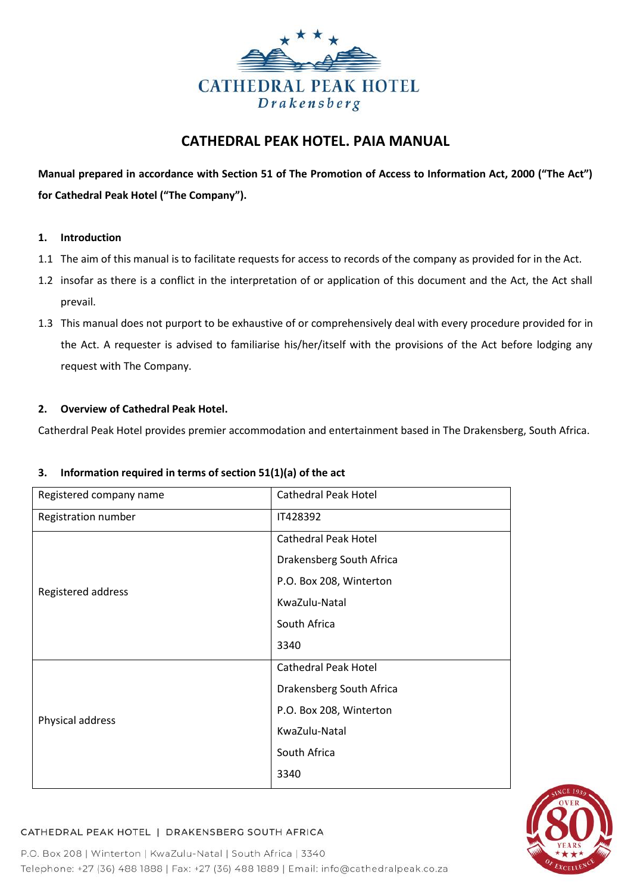# CATHEDRAL PEAK HOTEL. PAIA MANUAL

**Manual prepared in accordance with Section 51 of The Promotion of Access to Information Act, 2000 ("The Act") for Cathedral Peak Hotel ("The Company").**

### 1. Introduction

1.1 The aim of this manual is to facilitate requests for access to records of the company as provided for in the Act.

1.2 insofar as there is a conflict in the interpretation of or application of this document and the Act, the Act shall prevail.

1.3 This manual does not purport to be exhaustive of or comprehensively deal with every procedure provided for in the Act. A requester is advised to familiarise his/her/itself with the provisions of the Act before lodging any request with The Company.

### 2. Overview of Cathedral Peak Hotel.

Catherdral Peak Hotel provides premier accommodation and entertainment based in The Drakensberg, South Africa.

### 3. Information required in terms of section 51(1)(a) of the act

| | |
|---|---|
| Registered company name | Cathedral Peak Hotel |
| Registration number | IT428392 |
| Registered address | Cathedral Peak Hotel<br>Drakensberg South Africa<br>P.O. Box 208, Winterton<br>KwaZulu-Natal<br>South Africa<br>3340 |
| Physical address | Cathedral Peak Hotel<br>Drakensberg South Africa<br>P.O. Box 208, Winterton<br>KwaZulu-Natal<br>South Africa<br>3340 |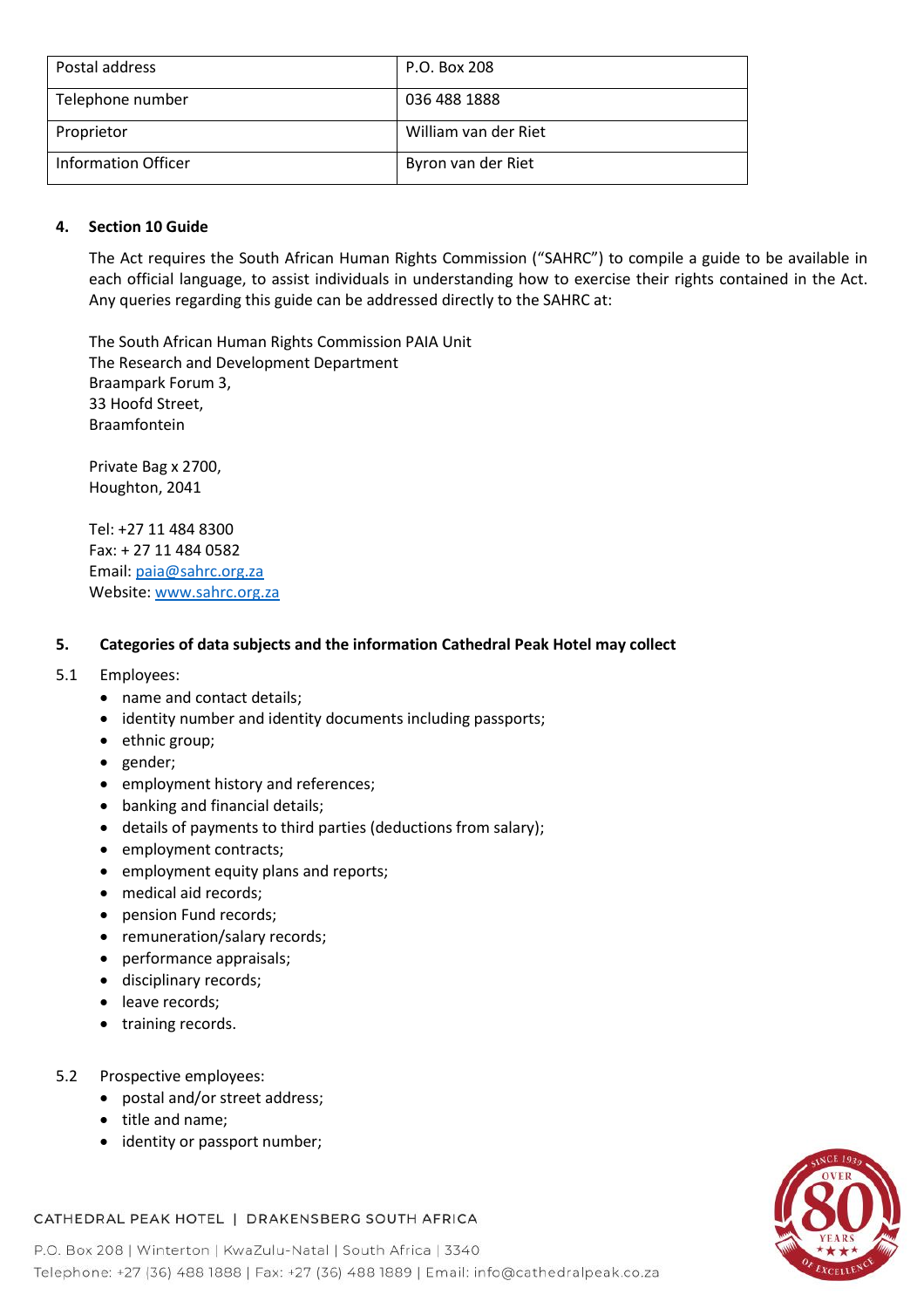| Postal address | P.O. Box 208 |
|---|---|
| Telephone number | 036 488 1888 |
| Proprietor | William van der Riet |
| Information Officer | Byron van der Riet |

## 4. Section 10 Guide

The Act requires the South African Human Rights Commission ("SAHRC") to compile a guide to be available in each official language, to assist individuals in understanding how to exercise their rights contained in the Act. Any queries regarding this guide can be addressed directly to the SAHRC at:

The South African Human Rights Commission PAIA Unit  
The Research and Development Department  
Braampark Forum 3,  
33 Hoofd Street,  
Braamfontein

Private Bag x 2700,  
Houghton, 2041

Tel: +27 11 484 8300  
Fax: + 27 11 484 0582  
Email: paia@sahrc.org.za  
Website: www.sahrc.org.za

## 5. Categories of data subjects and the information Cathedral Peak Hotel may collect

5.1 Employees:

- name and contact details;
- identity number and identity documents including passports;
- ethnic group;
- gender;
- employment history and references;
- banking and financial details;
- details of payments to third parties (deductions from salary);
- employment contracts;
- employment equity plans and reports;
- medical aid records;
- pension Fund records;
- remuneration/salary records;
- performance appraisals;
- disciplinary records;
- leave records;
- training records.

5.2 Prospective employees:

- postal and/or street address;
- title and name;
- identity or passport number;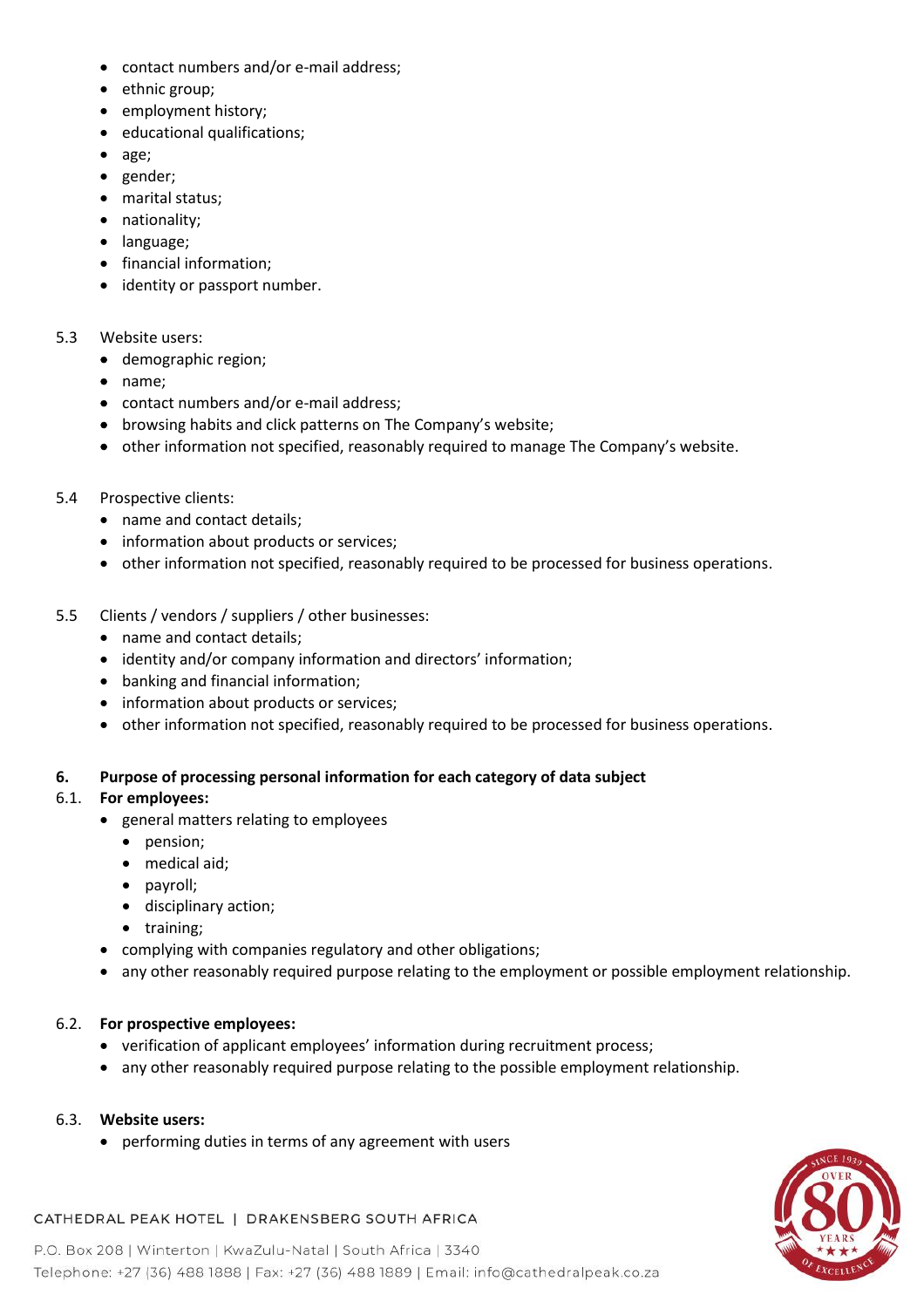- contact numbers and/or e-mail address;
- ethnic group;
- employment history;
- educational qualifications;
- age;
- gender;
- marital status;
- nationality;
- language;
- financial information;
- identity or passport number.

5.3 Website users:

- demographic region;
- name;
- contact numbers and/or e-mail address;
- browsing habits and click patterns on The Company's website;
- other information not specified, reasonably required to manage The Company's website.

5.4 Prospective clients:

- name and contact details;
- information about products or services;
- other information not specified, reasonably required to be processed for business operations.

5.5 Clients / vendors / suppliers / other businesses:

- name and contact details;
- identity and/or company information and directors' information;
- banking and financial information;
- information about products or services;
- other information not specified, reasonably required to be processed for business operations.

**6. Purpose of processing personal information for each category of data subject**

**6.1. For employees:**

- general matters relating to employees
  - pension;
  - medical aid;
  - payroll;
  - disciplinary action;
  - training;
- complying with companies regulatory and other obligations;
- any other reasonably required purpose relating to the employment or possible employment relationship.

**6.2. For prospective employees:**

- verification of applicant employees' information during recruitment process;
- any other reasonably required purpose relating to the possible employment relationship.

**6.3. Website users:**

- performing duties in terms of any agreement with users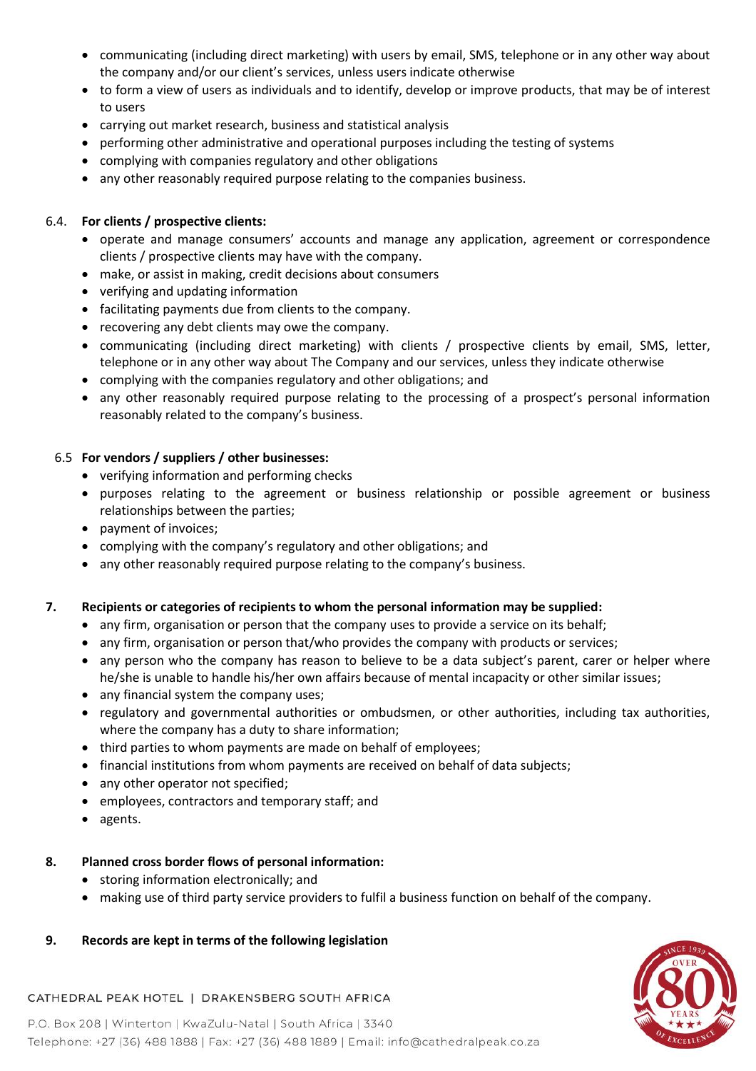- communicating (including direct marketing) with users by email, SMS, telephone or in any other way about the company and/or our client's services, unless users indicate otherwise
- to form a view of users as individuals and to identify, develop or improve products, that may be of interest to users
- carrying out market research, business and statistical analysis
- performing other administrative and operational purposes including the testing of systems
- complying with companies regulatory and other obligations
- any other reasonably required purpose relating to the companies business.

6.4. **For clients / prospective clients:**

- operate and manage consumers' accounts and manage any application, agreement or correspondence clients / prospective clients may have with the company.
- make, or assist in making, credit decisions about consumers
- verifying and updating information
- facilitating payments due from clients to the company.
- recovering any debt clients may owe the company.
- communicating (including direct marketing) with clients / prospective clients by email, SMS, letter, telephone or in any other way about The Company and our services, unless they indicate otherwise
- complying with the companies regulatory and other obligations; and
- any other reasonably required purpose relating to the processing of a prospect's personal information reasonably related to the company's business.

6.5 **For vendors / suppliers / other businesses:**

- verifying information and performing checks
- purposes relating to the agreement or business relationship or possible agreement or business relationships between the parties;
- payment of invoices;
- complying with the company's regulatory and other obligations; and
- any other reasonably required purpose relating to the company's business.

## 7. Recipients or categories of recipients to whom the personal information may be supplied:

- any firm, organisation or person that the company uses to provide a service on its behalf;
- any firm, organisation or person that/who provides the company with products or services;
- any person who the company has reason to believe to be a data subject's parent, carer or helper where he/she is unable to handle his/her own affairs because of mental incapacity or other similar issues;
- any financial system the company uses;
- regulatory and governmental authorities or ombudsmen, or other authorities, including tax authorities, where the company has a duty to share information;
- third parties to whom payments are made on behalf of employees;
- financial institutions from whom payments are received on behalf of data subjects;
- any other operator not specified;
- employees, contractors and temporary staff; and
- agents.

## 8. Planned cross border flows of personal information:

- storing information electronically; and
- making use of third party service providers to fulfil a business function on behalf of the company.

## 9. Records are kept in terms of the following legislation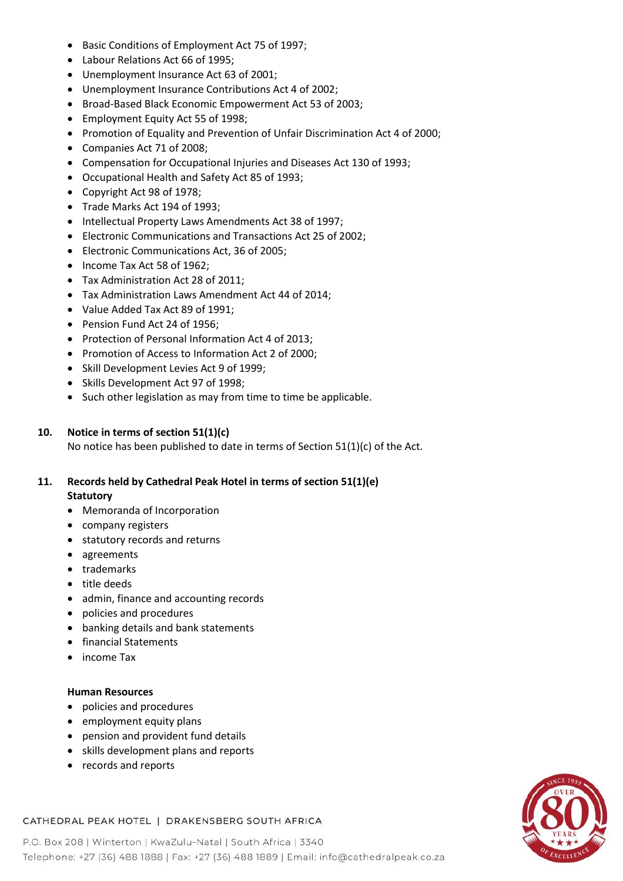- Basic Conditions of Employment Act 75 of 1997;
- Labour Relations Act 66 of 1995;
- Unemployment Insurance Act 63 of 2001;
- Unemployment Insurance Contributions Act 4 of 2002;
- Broad-Based Black Economic Empowerment Act 53 of 2003;
- Employment Equity Act 55 of 1998;
- Promotion of Equality and Prevention of Unfair Discrimination Act 4 of 2000;
- Companies Act 71 of 2008;
- Compensation for Occupational Injuries and Diseases Act 130 of 1993;
- Occupational Health and Safety Act 85 of 1993;
- Copyright Act 98 of 1978;
- Trade Marks Act 194 of 1993;
- Intellectual Property Laws Amendments Act 38 of 1997;
- Electronic Communications and Transactions Act 25 of 2002;
- Electronic Communications Act, 36 of 2005;
- Income Tax Act 58 of 1962;
- Tax Administration Act 28 of 2011;
- Tax Administration Laws Amendment Act 44 of 2014;
- Value Added Tax Act 89 of 1991;
- Pension Fund Act 24 of 1956;
- Protection of Personal Information Act 4 of 2013;
- Promotion of Access to Information Act 2 of 2000;
- Skill Development Levies Act 9 of 1999;
- Skills Development Act 97 of 1998;
- Such other legislation as may from time to time be applicable.

## 10. Notice in terms of section 51(1)(c)

No notice has been published to date in terms of Section 51(1)(c) of the Act.

## 11. Records held by Cathedral Peak Hotel in terms of section 51(1)(e)

**Statutory**

- Memoranda of Incorporation
- company registers
- statutory records and returns
- agreements
- trademarks
- title deeds
- admin, finance and accounting records
- policies and procedures
- banking details and bank statements
- financial Statements
- income Tax

**Human Resources**

- policies and procedures
- employment equity plans
- pension and provident fund details
- skills development plans and reports
- records and reports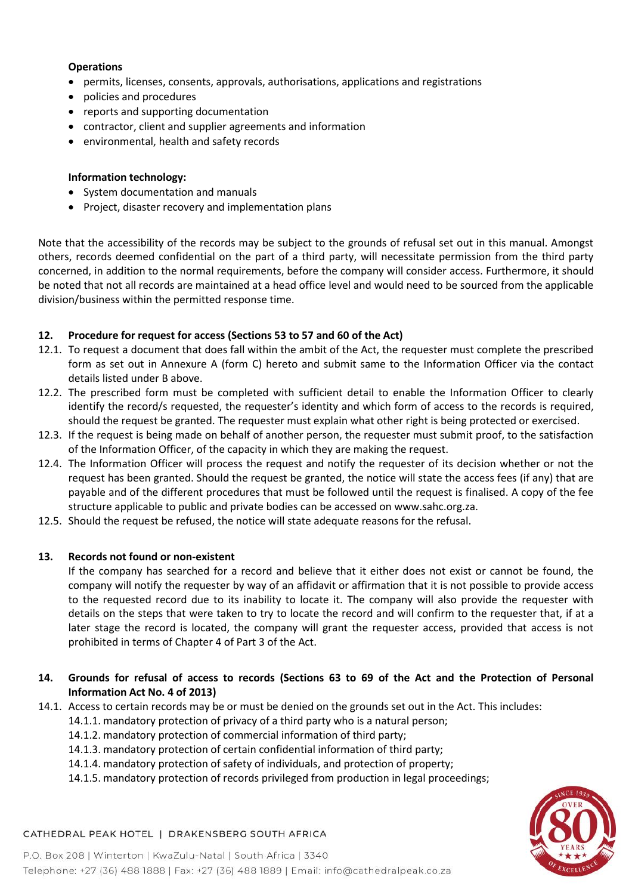**Operations**

- permits, licenses, consents, approvals, authorisations, applications and registrations
- policies and procedures
- reports and supporting documentation
- contractor, client and supplier agreements and information
- environmental, health and safety records

**Information technology:**

- System documentation and manuals
- Project, disaster recovery and implementation plans

Note that the accessibility of the records may be subject to the grounds of refusal set out in this manual. Amongst others, records deemed confidential on the part of a third party, will necessitate permission from the third party concerned, in addition to the normal requirements, before the company will consider access. Furthermore, it should be noted that not all records are maintained at a head office level and would need to be sourced from the applicable division/business within the permitted response time.

## 12. Procedure for request for access (Sections 53 to 57 and 60 of the Act)

12.1. To request a document that does fall within the ambit of the Act, the requester must complete the prescribed form as set out in Annexure A (form C) hereto and submit same to the Information Officer via the contact details listed under B above.

12.2. The prescribed form must be completed with sufficient detail to enable the Information Officer to clearly identify the record/s requested, the requester's identity and which form of access to the records is required, should the request be granted. The requester must explain what other right is being protected or exercised.

12.3. If the request is being made on behalf of another person, the requester must submit proof, to the satisfaction of the Information Officer, of the capacity in which they are making the request.

12.4. The Information Officer will process the request and notify the requester of its decision whether or not the request has been granted. Should the request be granted, the notice will state the access fees (if any) that are payable and of the different procedures that must be followed until the request is finalised. A copy of the fee structure applicable to public and private bodies can be accessed on www.sahc.org.za.

12.5. Should the request be refused, the notice will state adequate reasons for the refusal.

## 13. Records not found or non-existent

If the company has searched for a record and believe that it either does not exist or cannot be found, the company will notify the requester by way of an affidavit or affirmation that it is not possible to provide access to the requested record due to its inability to locate it. The company will also provide the requester with details on the steps that were taken to try to locate the record and will confirm to the requester that, if at a later stage the record is located, the company will grant the requester access, provided that access is not prohibited in terms of Chapter 4 of Part 3 of the Act.

## 14. Grounds for refusal of access to records (Sections 63 to 69 of the Act and the Protection of Personal Information Act No. 4 of 2013)

14.1. Access to certain records may be or must be denied on the grounds set out in the Act. This includes:

14.1.1. mandatory protection of privacy of a third party who is a natural person;

14.1.2. mandatory protection of commercial information of third party;

14.1.3. mandatory protection of certain confidential information of third party;

14.1.4. mandatory protection of safety of individuals, and protection of property;

14.1.5. mandatory protection of records privileged from production in legal proceedings;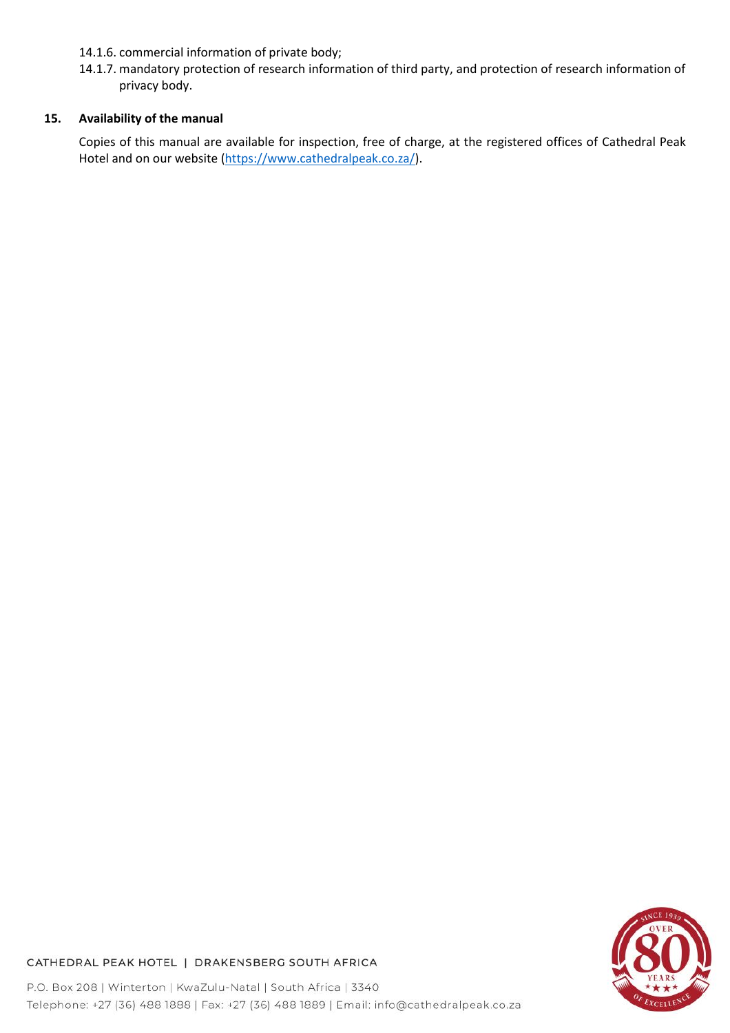14.1.6. commercial information of private body;

14.1.7. mandatory protection of research information of third party, and protection of research information of privacy body.

## 15. Availability of the manual

Copies of this manual are available for inspection, free of charge, at the registered offices of Cathedral Peak Hotel and on our website (https://www.cathedralpeak.co.za/).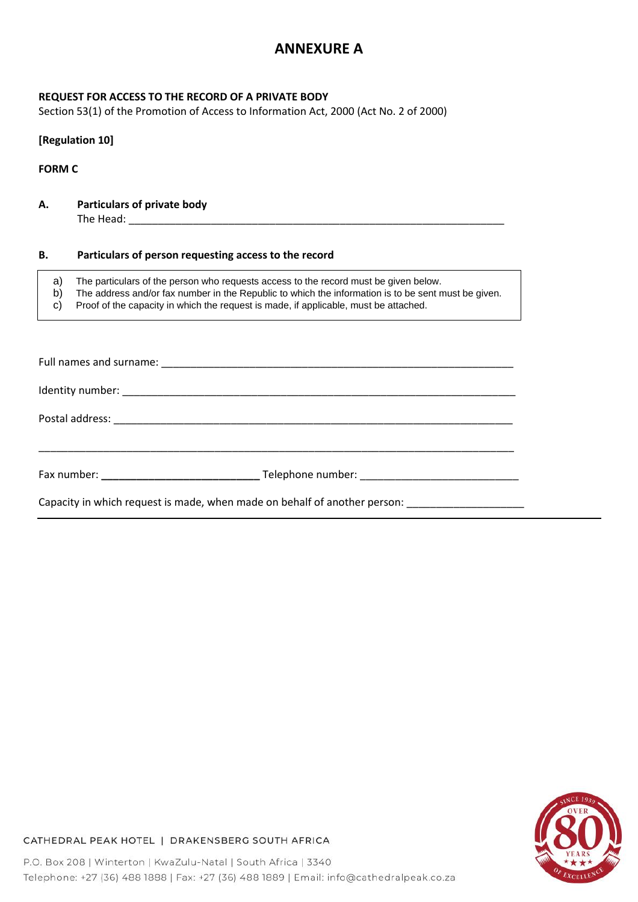# ANNEXURE A

**REQUEST FOR ACCESS TO THE RECORD OF A PRIVATE BODY**
Section 53(1) of the Promotion of Access to Information Act, 2000 (Act No. 2 of 2000)

**[Regulation 10]**

**FORM C**

## A. Particulars of private body

The Head: ______________________________________________________________

## B. Particulars of person requesting access to the record

a) The particulars of the person who requests access to the record must be given below.
b) The address and/or fax number in the Republic to which the information is to be sent must be given.
c) Proof of the capacity in which the request is made, if applicable, must be attached.

Full names and surname: ____________________________________________________________

Identity number: ____________________________________________________________________

Postal address: _____________________________________________________________________

_____________________________________________________________________________________

Fax number: __________________________ Telephone number: __________________________

Capacity in which request is made, when made on behalf of another person: ___________________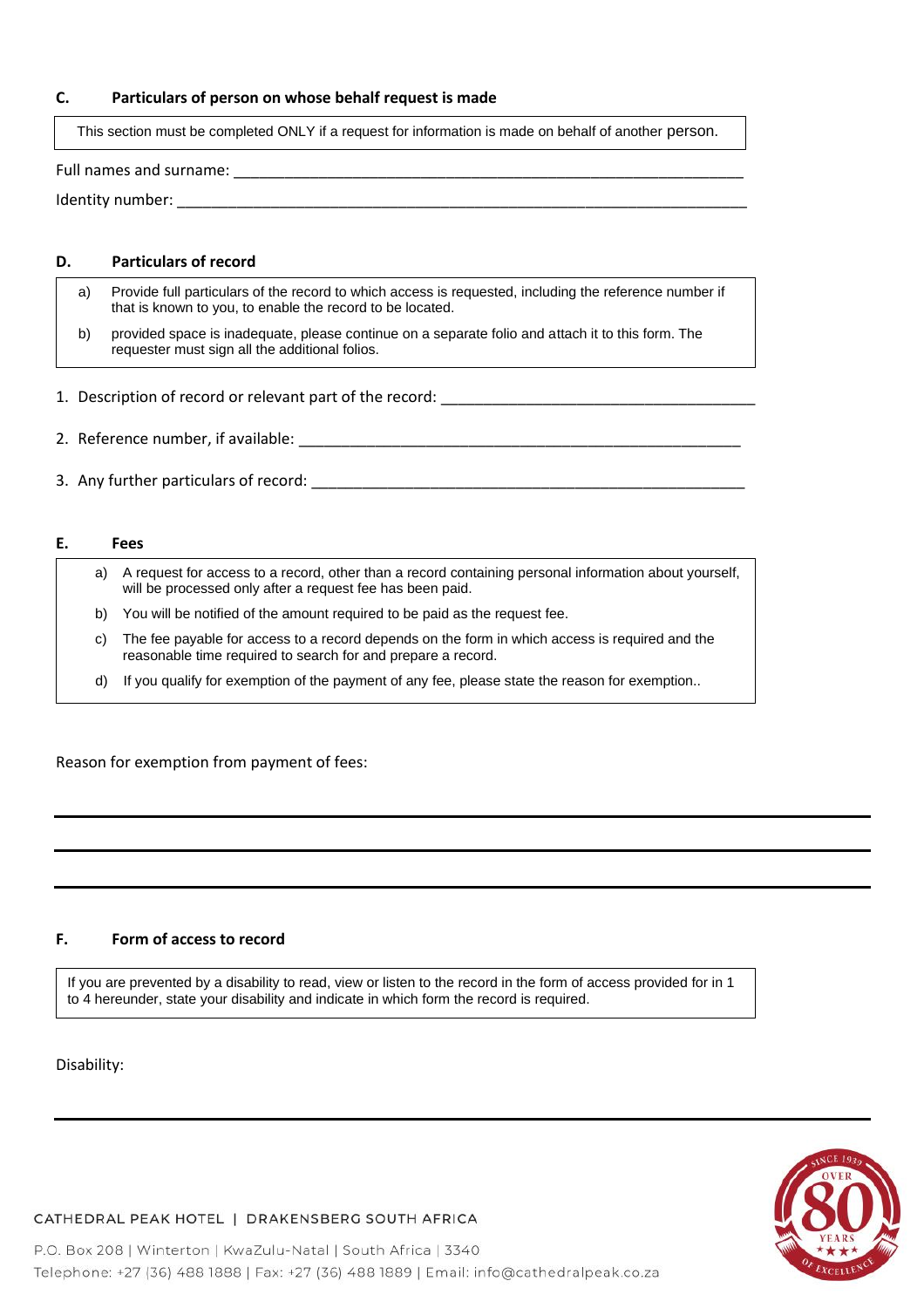### C. Particulars of person on whose behalf request is made

This section must be completed ONLY if a request for information is made on behalf of another person.

Full names and surname: ___________________________________________________________

Identity number: __________________________________________________________________

### D. Particulars of record

a) Provide full particulars of the record to which access is requested, including the reference number if that is known to you, to enable the record to be located.

b) provided space is inadequate, please continue on a separate folio and attach it to this form. The requester must sign all the additional folios.

1. Description of record or relevant part of the record: _____________________________________
2. Reference number, if available: ____________________________________________________
3. Any further particulars of record: __________________________________________________

### E. Fees

a) A request for access to a record, other than a record containing personal information about yourself, will be processed only after a request fee has been paid.

b) You will be notified of the amount required to be paid as the request fee.

c) The fee payable for access to a record depends on the form in which access is required and the reasonable time required to search for and prepare a record.

d) If you qualify for exemption of the payment of any fee, please state the reason for exemption..

Reason for exemption from payment of fees:

_______________________________________________________________________________

_______________________________________________________________________________

_______________________________________________________________________________

### F. Form of access to record

If you are prevented by a disability to read, view or listen to the record in the form of access provided for in 1 to 4 hereunder, state your disability and indicate in which form the record is required.

Disability:

_______________________________________________________________________________

CATHEDRAL PEAK HOTEL | DRAKENSBERG SOUTH AFRICA

P.O. Box 208 | Winterton | KwaZulu-Natal | South Africa | 3340
Telephone: +27 (36) 488 1888 | Fax: +27 (36) 488 1889 | Email: info@cathedralpeak.co.za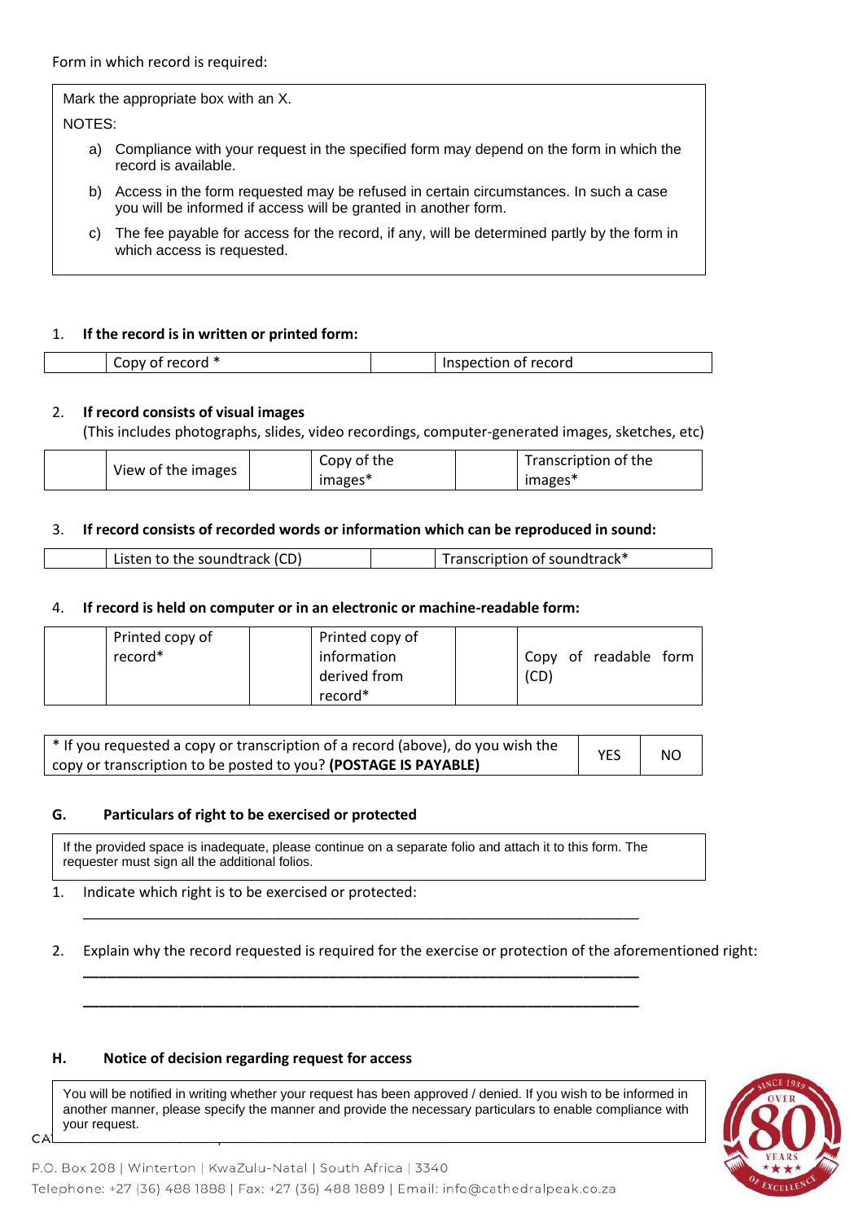Form in which record is required:

Mark the appropriate box with an X.

NOTES:

a) Compliance with your request in the specified form may depend on the form in which the record is available.

b) Access in the form requested may be refused in certain circumstances. In such a case you will be informed if access will be granted in another form.

c) The fee payable for access for the record, if any, will be determined partly by the form in which access is requested.

1. **If the record is in written or printed form:**

| | Copy of record * | | Inspection of record |
|---|---|---|---|

2. **If record consists of visual images**
(This includes photographs, slides, video recordings, computer-generated images, sketches, etc)

| | View of the images | | Copy of the images* | | Transcription of the images* |
|---|---|---|---|---|---|

3. **If record consists of recorded words or information which can be reproduced in sound:**

| | Listen to the soundtrack (CD) | | Transcription of soundtrack* |
|---|---|---|---|

4. **If record is held on computer or in an electronic or machine-readable form:**

| | Printed copy of record* | | Printed copy of information derived from record* | | Copy of readable form (CD) |
|---|---|---|---|---|---|

| * If you requested a copy or transcription of a record (above), do you wish the copy or transcription to be posted to you? **(POSTAGE IS PAYABLE)** | YES | NO |
|---|---|---|

## G. Particulars of right to be exercised or protected

If the provided space is inadequate, please continue on a separate folio and attach it to this form. The requester must sign all the additional folios.

1. Indicate which right is to be exercised or protected:

___________________________________________________________________________

2. Explain why the record requested is required for the exercise or protection of the aforementioned right:

___________________________________________________________________________

___________________________________________________________________________

## H. Notice of decision regarding request for access

You will be notified in writing whether your request has been approved / denied. If you wish to be informed in another manner, please specify the manner and provide the necessary particulars to enable compliance with your request.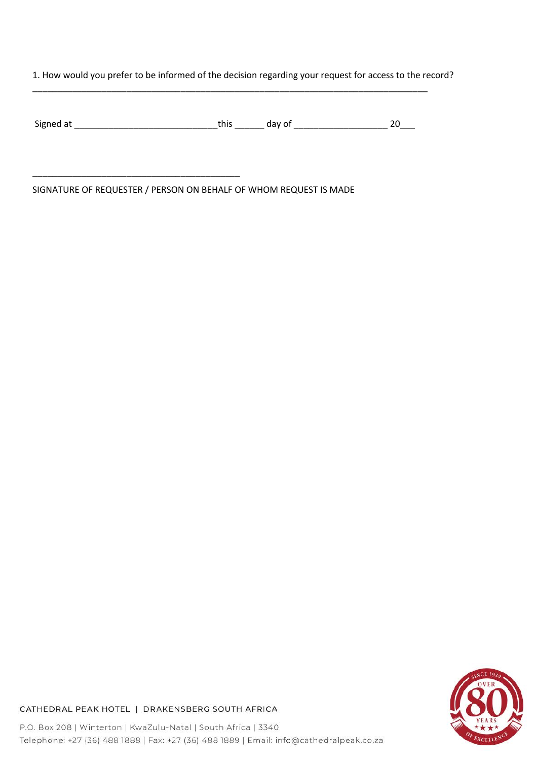1. How would you prefer to be informed of the decision regarding your request for access to the record?

_______________________________________________________________________________

Signed at ____________________________this ______ day of __________________ 20___

__________________________________________

SIGNATURE OF REQUESTER / PERSON ON BEHALF OF WHOM REQUEST IS MADE